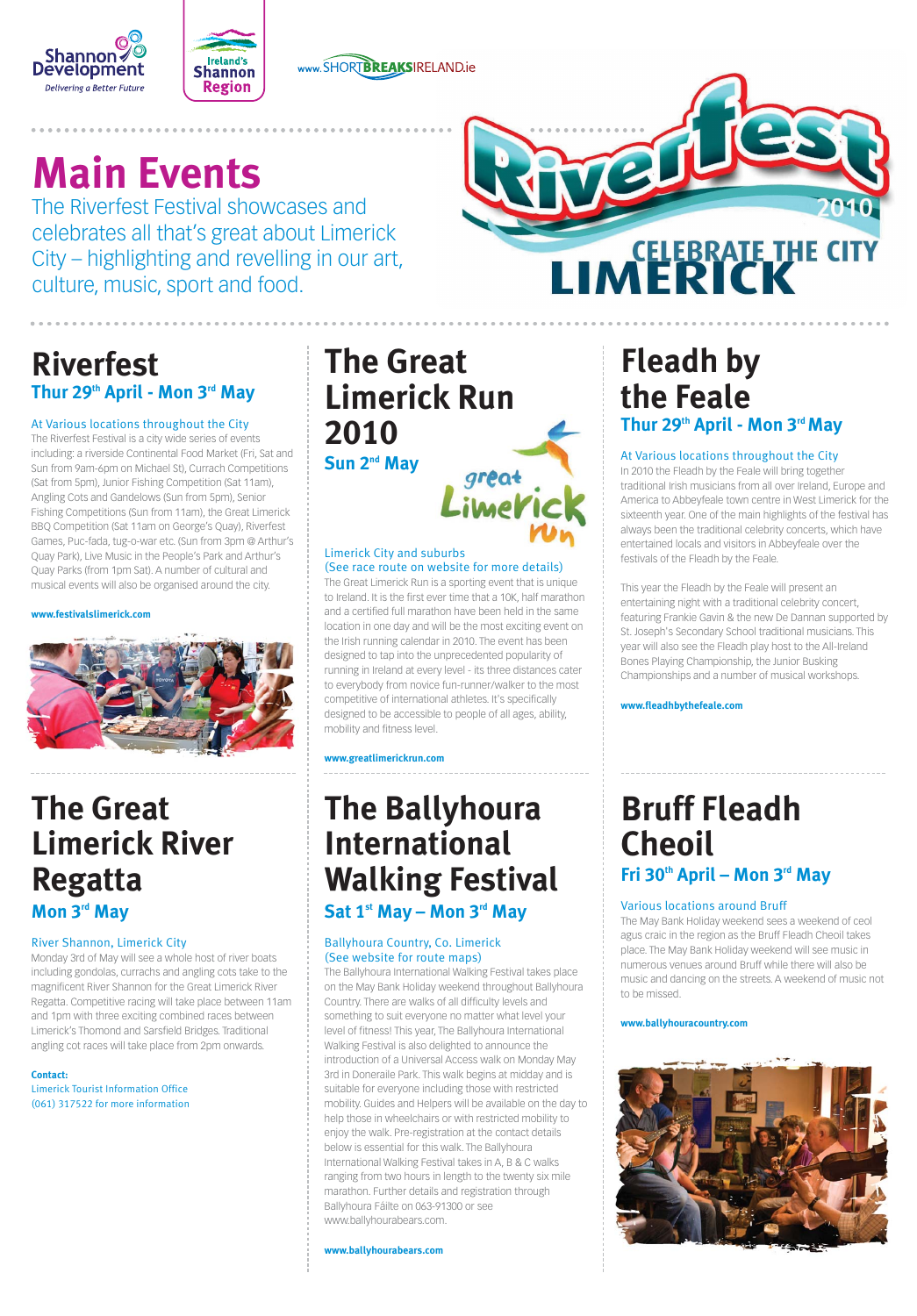Shannon Development
Delivering a Better Future

Ireland's Shannon Region

www.SHORTBREAKSIRELAND.ie

# Main Events

The Riverfest Festival showcases and celebrates all that's great about Limerick City – highlighting and revelling in our art, culture, music, sport and food.

Riverfest 2010 CELEBRATE THE CITY LIMERICK

## Riverfest

### Thur 29th April - Mon 3rd May

At Various locations throughout the City

The Riverfest Festival is a city wide series of events including: a riverside Continental Food Market (Fri, Sat and Sun from 9am-6pm on Michael St), Currach Competitions (Sat from 5pm), Junior Fishing Competition (Sat 11am), Angling Cots and Gandelows (Sun from 5pm), Senior Fishing Competitions (Sun from 11am), the Great Limerick BBQ Competition (Sat 11am on George's Quay), Riverfest Games, Puc-fada, tug-o-war etc. (Sun from 3pm @ Arthur's Quay Park), Live Music in the People's Park and Arthur's Quay Parks (from 1pm Sat). A number of cultural and musical events will also be organised around the city.

**www.festivalslimerick.com**

## The Great Limerick Run 2010

### Sun 2nd May

great Limerick run

Limerick City and suburbs
(See race route on website for more details)

The Great Limerick Run is a sporting event that is unique to Ireland. It is the first ever time that a 10K, half marathon and a certified full marathon have been held in the same location in one day and will be the most exciting event on the Irish running calendar in 2010. The event has been designed to tap into the unprecedented popularity of running in Ireland at every level - its three distances cater to everybody from novice fun-runner/walker to the most competitive of international athletes. It's specifically designed to be accessible to people of all ages, ability, mobility and fitness level.

**www.greatlimerickrun.com**

## Fleadh by the Feale

### Thur 29th April - Mon 3rd May

At Various locations throughout the City

In 2010 the Fleadh by the Feale will bring together traditional Irish musicians from all over Ireland, Europe and America to Abbeyfeale town centre in West Limerick for the sixteenth year. One of the main highlights of the festival has always been the traditional celebrity concerts, which have entertained locals and visitors in Abbeyfeale over the festivals of the Fleadh by the Feale.

This year the Fleadh by the Feale will present an entertaining night with a traditional celebrity concert, featuring Frankie Gavin & the new De Dannan supported by St. Joseph's Secondary School traditional musicians. This year will also see the Fleadh play host to the All-Ireland Bones Playing Championship, the Junior Busking Championships and a number of musical workshops.

**www.fleadhbythefeale.com**

## The Great Limerick River Regatta

### Mon 3rd May

River Shannon, Limerick City

Monday 3rd of May will see a whole host of river boats including gondolas, currachs and angling cots take to the magnificent River Shannon for the Great Limerick River Regatta. Competitive racing will take place between 11am and 1pm with three exciting combined races between Limerick's Thomond and Sarsfield Bridges. Traditional angling cot races will take place from 2pm onwards.

**Contact:**
Limerick Tourist Information Office
(061) 317522 for more information

## The Ballyhoura International Walking Festival

### Sat 1st May – Mon 3rd May

Ballyhoura Country, Co. Limerick
(See website for route maps)

The Ballyhoura International Walking Festival takes place on the May Bank Holiday weekend throughout Ballyhoura Country. There are walks of all difficulty levels and something to suit everyone no matter what level your level of fitness! This year, The Ballyhoura International Walking Festival is also delighted to announce the introduction of a Universal Access walk on Monday May 3rd in Doneraile Park. This walk begins at midday and is suitable for everyone including those with restricted mobility. Guides and Helpers will be available on the day to help those in wheelchairs or with restricted mobility to enjoy the walk. Pre-registration at the contact details below is essential for this walk. The Ballyhoura International Walking Festival takes in A, B & C walks ranging from two hours in length to the twenty six mile marathon. Further details and registration through Ballyhoura Fáilte on 063-91300 or see www.ballyhourabears.com.

**www.ballyhourabears.com**

## Bruff Fleadh Cheoil

### Fri 30th April – Mon 3rd May

Various locations around Bruff

The May Bank Holiday weekend sees a weekend of ceol agus craic in the region as the Bruff Fleadh Cheoil takes place. The May Bank Holiday weekend will see music in numerous venues around Bruff while there will also be music and dancing on the streets. A weekend of music not to be missed.

**www.ballyhouracountry.com**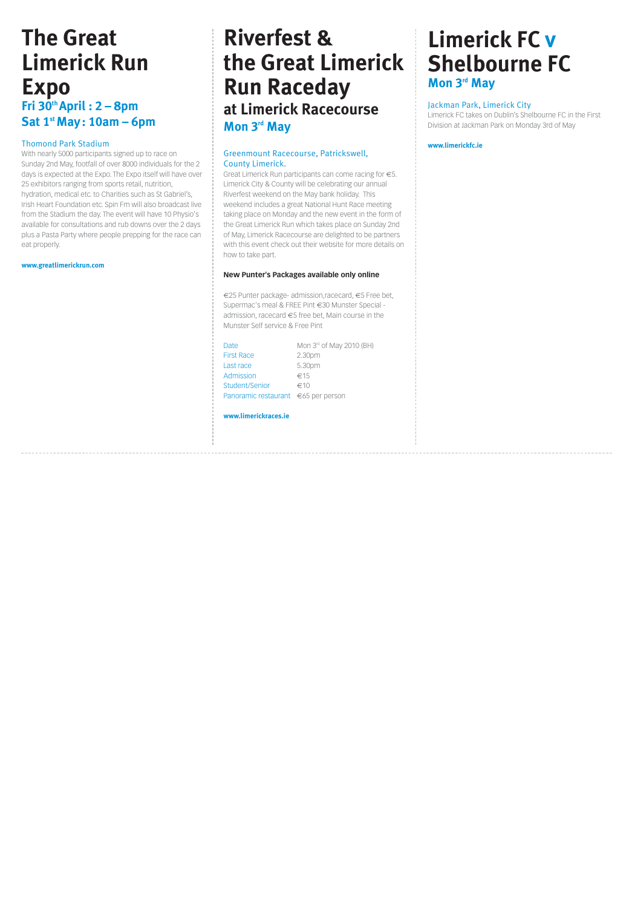# The Great Limerick Run Expo

**Fri 30th April : 2 – 8pm**

**Sat 1st May : 10am – 6pm**

Thomond Park Stadium

With nearly 5000 participants signed up to race on Sunday 2nd May, footfall of over 8000 individuals for the 2 days is expected at the Expo. The Expo itself will have over 25 exhibitors ranging from sports retail, nutrition, hydration, medical etc. to Charities such as St Gabriel's, Irish Heart Foundation etc. Spin Fm will also broadcast live from the Stadium the day. The event will have 10 Physio's available for consultations and rub downs over the 2 days plus a Pasta Party where people prepping for the race can eat properly.

**www.greatlimerickrun.com**

# Riverfest & the Great Limerick Run Raceday

## at Limerick Racecourse

**Mon 3rd May**

Greenmount Racecourse, Patrickswell, County Limerick.

Great Limerick Run participants can come racing for €5. Limerick City & County will be celebrating our annual Riverfest weekend on the May bank holiday. This weekend includes a great National Hunt Race meeting taking place on Monday and the new event in the form of the Great Limerick Run which takes place on Sunday 2nd of May, Limerick Racecourse are delighted to be partners with this event check out their website for more details on how to take part.

**New Punter's Packages available only online**

€25 Punter package- admission,racecard, €5 Free bet, Supermac's meal & FREE Pint €30 Munster Special - admission, racecard €5 free bet, Main course in the Munster Self service & Free Pint

| | |
|---|---|
| Date | Mon 3rd of May 2010 (BH) |
| First Race | 2.30pm |
| Last race | 5.30pm |
| Admission | €15 |
| Student/Senior | €10 |
| Panoramic restaurant | €65 per person |

**www.limerickraces.ie**

# Limerick FC v Shelbourne FC

**Mon 3rd May**

Jackman Park, Limerick City

Limerick FC takes on Dublin's Shelbourne FC in the First Division at Jackman Park on Monday 3rd of May

**www.limerickfc.ie**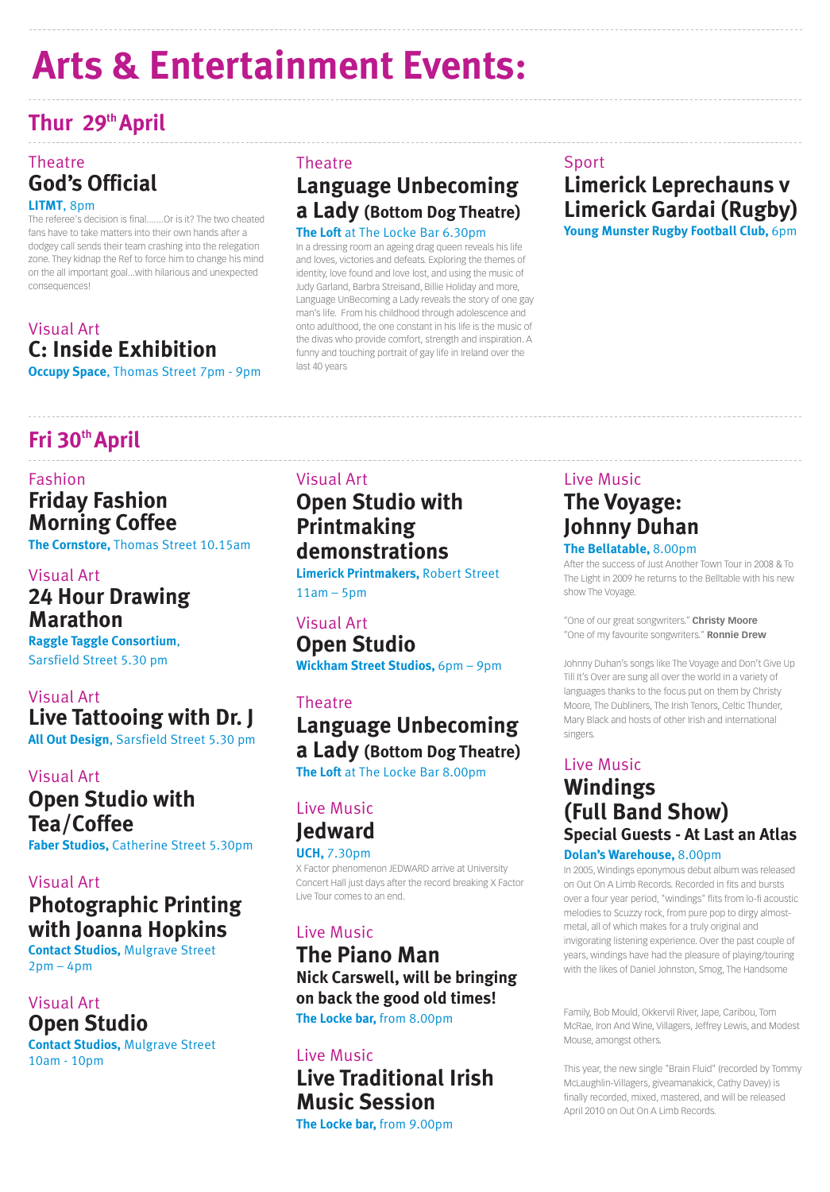# Arts & Entertainment Events:

## Thur 29th April

Theatre

### God's Official

**LITMT**, 8pm

The referee's decision is final.......Or is it? The two cheated fans have to take matters into their own hands after a dodgey call sends their team crashing into the relegation zone. They kidnap the Ref to force him to change his mind on the all important goal...with hilarious and unexpected consequences!

Visual Art

### C: Inside Exhibition

**Occupy Space**, Thomas Street 7pm - 9pm

Theatre

### Language Unbecoming a Lady (Bottom Dog Theatre)

**The Loft** at The Locke Bar 6.30pm

In a dressing room an ageing drag queen reveals his life and loves, victories and defeats. Exploring the themes of identity, love found and love lost, and using the music of Judy Garland, Barbra Streisand, Billie Holiday and more, Language UnBecoming a Lady reveals the story of one gay man's life. From his childhood through adolescence and onto adulthood, the one constant in his life is the music of the divas who provide comfort, strength and inspiration. A funny and touching portrait of gay life in Ireland over the last 40 years

Sport

### Limerick Leprechauns v Limerick Gardai (Rugby)

**Young Munster Rugby Football Club,** 6pm

## Fri 30th April

Fashion

### Friday Fashion Morning Coffee

**The Cornstore,** Thomas Street 10.15am

Visual Art

### 24 Hour Drawing Marathon

**Raggle Taggle Consortium**, Sarsfield Street 5.30 pm

Visual Art

### Live Tattooing with Dr. J

**All Out Design**, Sarsfield Street 5.30 pm

Visual Art

### Open Studio with Tea/Coffee

**Faber Studios,** Catherine Street 5.30pm

Visual Art

### Photographic Printing with Joanna Hopkins

**Contact Studios,** Mulgrave Street 2pm – 4pm

Visual Art

### Open Studio

**Contact Studios,** Mulgrave Street 10am - 10pm

Visual Art

### Open Studio with Printmaking demonstrations

**Limerick Printmakers,** Robert Street 11am – 5pm

Visual Art

### Open Studio

**Wickham Street Studios,** 6pm – 9pm

Theatre

### Language Unbecoming a Lady (Bottom Dog Theatre)

**The Loft** at The Locke Bar 8.00pm

Live Music

### Jedward

**UCH,** 7.30pm

X Factor phenomenon JEDWARD arrive at University Concert Hall just days after the record breaking X Factor Live Tour comes to an end.

Live Music

### The Piano Man

**Nick Carswell, will be bringing on back the good old times!**

**The Locke bar,** from 8.00pm

Live Music

### Live Traditional Irish Music Session

**The Locke bar,** from 9.00pm

Live Music

### The Voyage: Johnny Duhan

**The Bellatable,** 8.00pm

After the success of Just Another Town Tour in 2008 & To The Light in 2009 he returns to the Belltable with his new show The Voyage.

"One of our great songwriters." **Christy Moore**
"One of my favourite songwriters." **Ronnie Drew**

Johnny Duhan's songs like The Voyage and Don't Give Up Till It's Over are sung all over the world in a variety of languages thanks to the focus put on them by Christy Moore, The Dubliners, The Irish Tenors, Celtic Thunder, Mary Black and hosts of other Irish and international singers.

Live Music

### Windings (Full Band Show)

**Special Guests - At Last an Atlas**

**Dolan's Warehouse,** 8.00pm

In 2005, Windings eponymous debut album was released on Out On A Limb Records. Recorded in fits and bursts over a four year period, "windings" flits from lo-fi acoustic melodies to Scuzzy rock, from pure pop to dirgy almost-metal, all of which makes for a truly original and invigorating listening experience. Over the past couple of years, windings have had the pleasure of playing/touring with the likes of Daniel Johnston, Smog, The Handsome

Family, Bob Mould, Okkervil River, Jape, Caribou, Tom McRae, Iron And Wine, Villagers, Jeffrey Lewis, and Modest Mouse, amongst others.

This year, the new single "Brain Fluid" (recorded by Tommy McLaughlin-Villagers, giveamanakick, Cathy Davey) is finally recorded, mixed, mastered, and will be released April 2010 on Out On A Limb Records.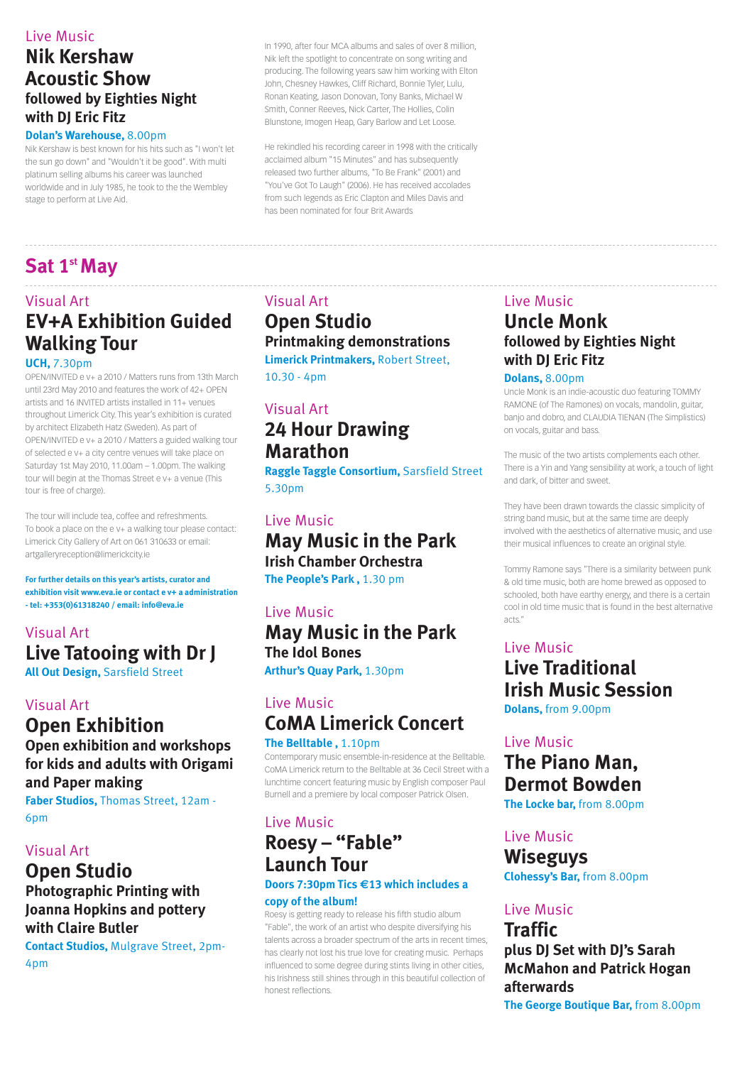Live Music

## Nik Kershaw Acoustic Show

### followed by Eighties Night with DJ Eric Fitz

**Dolan's Warehouse,** 8.00pm

Nik Kershaw is best known for his hits such as "I won't let the sun go down" and "Wouldn't it be good". With multi platinum selling albums his career was launched worldwide and in July 1985, he took to the the Wembley stage to perform at Live Aid.

In 1990, after four MCA albums and sales of over 8 million, Nik left the spotlight to concentrate on song writing and producing. The following years saw him working with Elton John, Chesney Hawkes, Cliff Richard, Bonnie Tyler, Lulu, Ronan Keating, Jason Donovan, Tony Banks, Michael W Smith, Conner Reeves, Nick Carter, The Hollies, Colin Blunstone, Imogen Heap, Gary Barlow and Let Loose.

He rekindled his recording career in 1998 with the critically acclaimed album "15 Minutes" and has subsequently released two further albums, "To Be Frank" (2001) and "You've Got To Laugh" (2006). He has received accolades from such legends as Eric Clapton and Miles Davis and has been nominated for four Brit Awards

# Sat 1st May

Visual Art

## EV+A Exhibition Guided Walking Tour

**UCH,** 7.30pm

OPEN/INVITED e v+ a 2010 / Matters runs from 13th March until 23rd May 2010 and features the work of 42+ OPEN artists and 16 INVITED artists installed in 11+ venues throughout Limerick City. This year's exhibition is curated by architect Elizabeth Hatz (Sweden). As part of OPEN/INVITED e v+ a 2010 / Matters a guided walking tour of selected e v+ a city centre venues will take place on Saturday 1st May 2010, 11.00am – 1.00pm. The walking tour will begin at the Thomas Street e v+ a venue (This tour is free of charge).

The tour will include tea, coffee and refreshments. To book a place on the e v+ a walking tour please contact: Limerick City Gallery of Art on 061 310633 or email: artgalleryreception@limerickcity.ie

**For further details on this year's artists, curator and exhibition visit www.eva.ie or contact e v+ a administration - tel: +353(0)61318240 / email: info@eva.ie**

Visual Art

## Live Tatooing with Dr J

**All Out Design,** Sarsfield Street

Visual Art

## Open Exhibition

### Open exhibition and workshops for kids and adults with Origami and Paper making

**Faber Studios,** Thomas Street, 12am - 6pm

Visual Art

## Open Studio

### Photographic Printing with Joanna Hopkins and pottery with Claire Butler

**Contact Studios,** Mulgrave Street, 2pm-4pm

Visual Art

## Open Studio

### Printmaking demonstrations

**Limerick Printmakers,** Robert Street, 10.30 - 4pm

Visual Art

## 24 Hour Drawing Marathon

**Raggle Taggle Consortium,** Sarsfield Street 5.30pm

Live Music

## May Music in the Park

### Irish Chamber Orchestra

**The People's Park ,** 1.30 pm

Live Music

## May Music in the Park

### The Idol Bones

**Arthur's Quay Park,** 1.30pm

Live Music

## CoMA Limerick Concert

**The Belltable ,** 1.10pm

Contemporary music ensemble-in-residence at the Belltable. CoMA Limerick return to the Belltable at 36 Cecil Street with a lunchtime concert featuring music by English composer Paul Burnell and a premiere by local composer Patrick Olsen.

Live Music

## Roesy – "Fable" Launch Tour

**Doors 7:30pm Tics €13 which includes a copy of the album!**

Roesy is getting ready to release his fifth studio album "Fable", the work of an artist who despite diversifying his talents across a broader spectrum of the arts in recent times, has clearly not lost his true love for creating music. Perhaps influenced to some degree during stints living in other cities, his Irishness still shines through in this beautiful collection of honest reflections.

Live Music

## Uncle Monk

### followed by Eighties Night with DJ Eric Fitz

**Dolans,** 8.00pm

Uncle Monk is an indie-acoustic duo featuring TOMMY RAMONE (of The Ramones) on vocals, mandolin, guitar, banjo and dobro, and CLAUDIA TIENAN (The Simplistics) on vocals, guitar and bass.

The music of the two artists complements each other. There is a Yin and Yang sensibility at work, a touch of light and dark, of bitter and sweet.

They have been drawn towards the classic simplicity of string band music, but at the same time are deeply involved with the aesthetics of alternative music, and use their musical influences to create an original style.

Tommy Ramone says "There is a similarity between punk & old time music, both are home brewed as opposed to schooled, both have earthy energy, and there is a certain cool in old time music that is found in the best alternative acts."

Live Music

## Live Traditional Irish Music Session

**Dolans,** from 9.00pm

Live Music

## The Piano Man, Dermot Bowden

**The Locke bar,** from 8.00pm

Live Music

## Wiseguys

**Clohessy's Bar,** from 8.00pm

Live Music

## Traffic

### plus DJ Set with DJ's Sarah McMahon and Patrick Hogan afterwards

**The George Boutique Bar,** from 8.00pm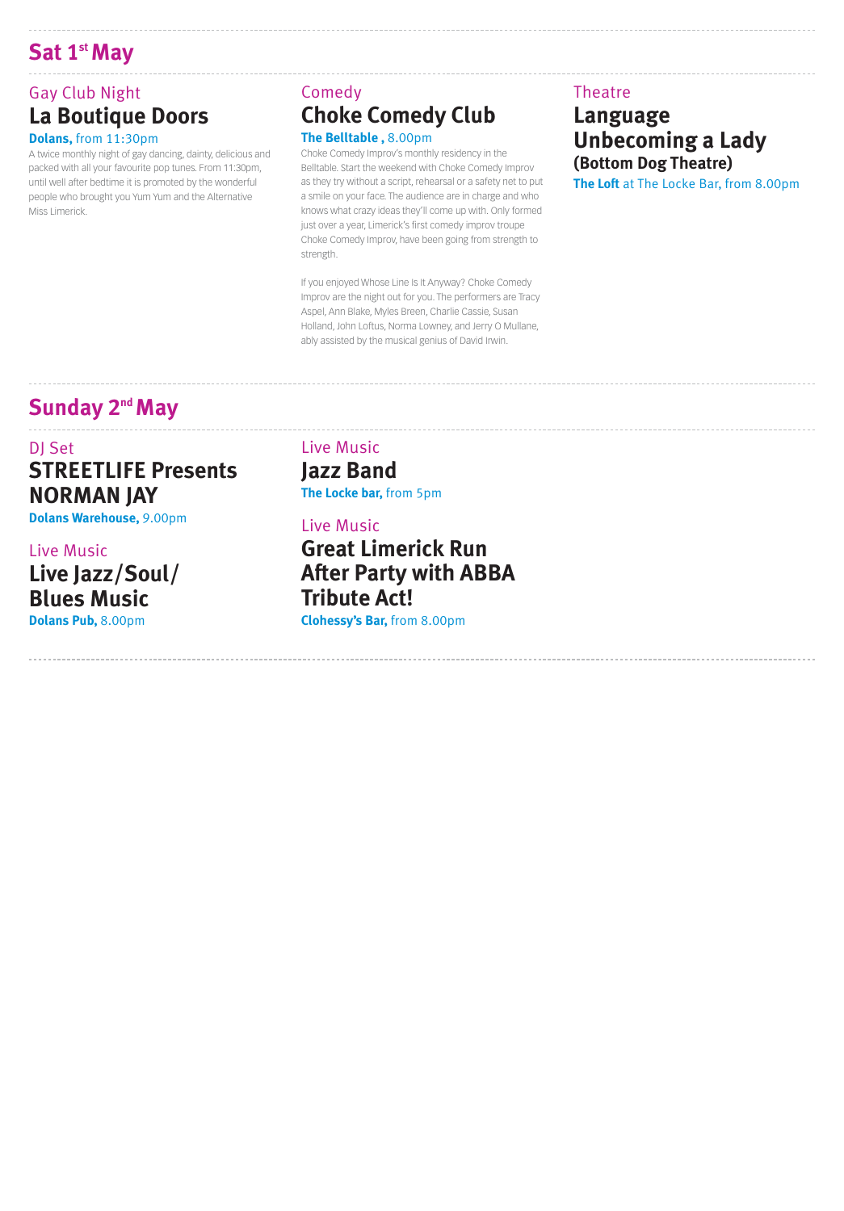## Sat 1st May

Gay Club Night

### La Boutique Doors

**Dolans,** from 11:30pm

A twice monthly night of gay dancing, dainty, delicious and packed with all your favourite pop tunes. From 11:30pm, until well after bedtime it is promoted by the wonderful people who brought you Yum Yum and the Alternative Miss Limerick.

Comedy

### Choke Comedy Club

**The Belltable ,** 8.00pm

Choke Comedy Improv's monthly residency in the Belltable. Start the weekend with Choke Comedy Improv as they try without a script, rehearsal or a safety net to put a smile on your face. The audience are in charge and who knows what crazy ideas they'll come up with. Only formed just over a year, Limerick's first comedy improv troupe Choke Comedy Improv, have been going from strength to strength.

If you enjoyed Whose Line Is It Anyway? Choke Comedy Improv are the night out for you. The performers are Tracy Aspel, Ann Blake, Myles Breen, Charlie Cassie, Susan Holland, John Loftus, Norma Lowney, and Jerry O Mullane, ably assisted by the musical genius of David Irwin.

Theatre

### Language Unbecoming a Lady

**(Bottom Dog Theatre)**

**The Loft** at The Locke Bar, from 8.00pm

## Sunday 2nd May

DJ Set

### STREETLIFE Presents NORMAN JAY

**Dolans Warehouse,** 9.00pm

Live Music

### Live Jazz/Soul/ Blues Music

**Dolans Pub,** 8.00pm

Live Music

### Jazz Band

**The Locke bar,** from 5pm

Live Music

### Great Limerick Run After Party with ABBA Tribute Act!

**Clohessy's Bar,** from 8.00pm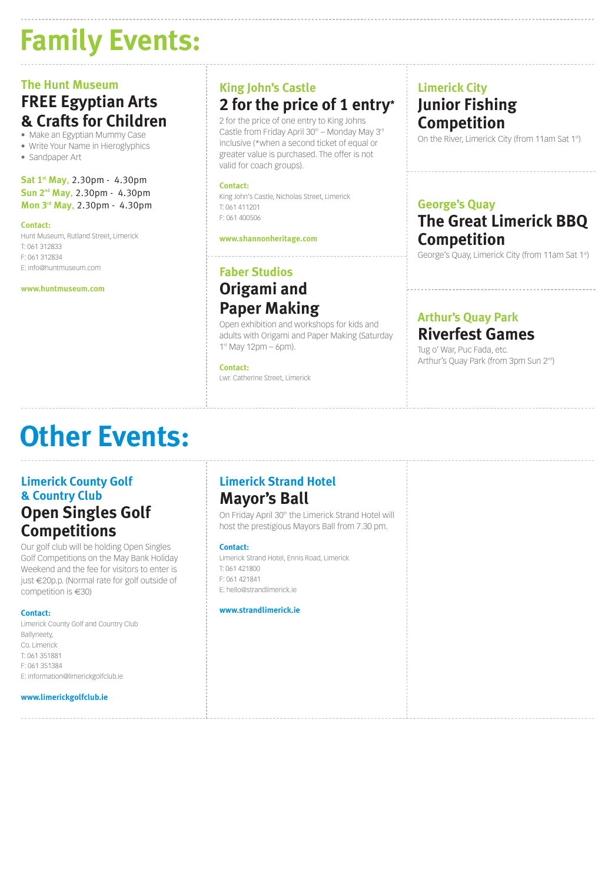# Family Events:

### The Hunt Museum

## FREE Egyptian Arts & Crafts for Children

- Make an Egyptian Mummy Case
- Write Your Name in Hieroglyphics
- Sandpaper Art

**Sat 1st May,** 2.30pm - 4.30pm
**Sun 2nd May,** 2.30pm - 4.30pm
**Mon 3rd May,** 2.30pm - 4.30pm

**Contact:**
Hunt Museum, Rutland Street, Limerick
T: 061 312833
F: 061 312834
E: info@huntmuseum.com

**www.huntmuseum.com**

### King John's Castle

## 2 for the price of 1 entry*

2 for the price of one entry to King Johns Castle from Friday April 30th – Monday May 3rd inclusive (*when a second ticket of equal or greater value is purchased. The offer is not valid for coach groups).

**Contact:**
King John's Castle, Nicholas Street, Limerick
T: 061 411201
F: 061 400506

**www.shannonheritage.com**

### Faber Studios

## Origami and Paper Making

Open exhibition and workshops for kids and adults with Origami and Paper Making (Saturday 1st May 12pm – 6pm).

**Contact:**
Lwr. Catherine Street, Limerick

### Limerick City

## Junior Fishing Competition

On the River, Limerick City (from 11am Sat 1st)

### George's Quay

## The Great Limerick BBQ Competition

George's Quay, Limerick City (from 11am Sat 1st)

### Arthur's Quay Park

## Riverfest Games

Tug o' War, Puc Fada, etc.
Arthur's Quay Park (from 3pm Sun 2nd)

# Other Events:

### Limerick County Golf & Country Club

## Open Singles Golf Competitions

Our golf club will be holding Open Singles Golf Competitions on the May Bank Holiday Weekend and the fee for visitors to enter is just €20p.p. (Normal rate for golf outside of competition is €30)

**Contact:**
Limerick County Golf and Country Club
Ballyneety,
Co. Limerick
T: 061 351881
F: 061 351384
E: information@limerickgolfclub.ie

**www.limerickgolfclub.ie**

### Limerick Strand Hotel

## Mayor's Ball

On Friday April 30th the Limerick Strand Hotel will host the prestigious Mayors Ball from 7.30 pm.

**Contact:**
Limerick Strand Hotel, Ennis Road, Limerick
T: 061 421800
F: 061 421841
E: hello@strandlimerick.ie

**www.strandlimerick.ie**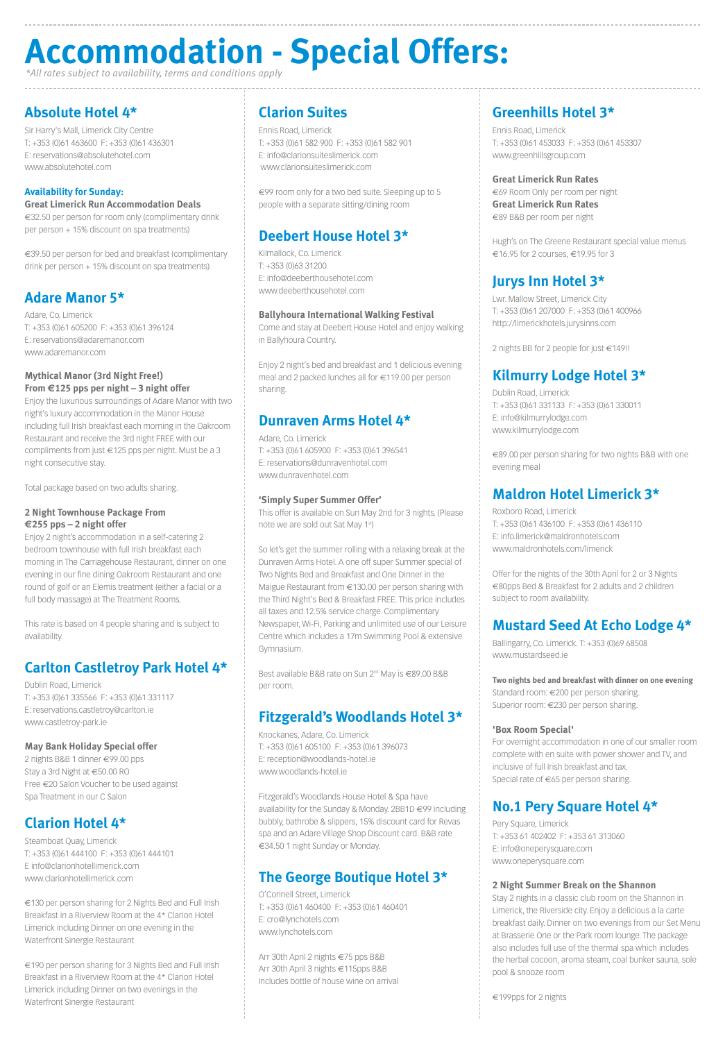# Accommodation - Special Offers:

*\*All rates subject to availability, terms and conditions apply*

## Absolute Hotel 4*

Sir Harry's Mall, Limerick City Centre
T: +353 (0)61 463600 F: +353 (0)61 436301
E: reservations@absolutehotel.com
www.absolutehotel.com

**Availability for Sunday:**
**Great Limerick Run Accommodation Deals**
€32.50 per person for room only (complimentary drink per person + 15% discount on spa treatments)

€39.50 per person for bed and breakfast (complimentary drink per person + 15% discount on spa treatments)

## Adare Manor 5*

Adare, Co. Limerick
T: +353 (0)61 605200 F: +353 (0)61 396124
E: reservations@adaremanor.com
www.adaremanor.com

**Mythical Manor (3rd Night Free!)**
**From €125 pps per night – 3 night offer**
Enjoy the luxurious surroundings of Adare Manor with two night's luxury accommodation in the Manor House including full Irish breakfast each morning in the Oakroom Restaurant and receive the 3rd night FREE with our compliments from just €125 pps per night. Must be a 3 night consecutive stay.

Total package based on two adults sharing.

**2 Night Townhouse Package From**
**€255 pps – 2 night offer**
Enjoy 2 night's accommodation in a self-catering 2 bedroom townhouse with full Irish breakfast each morning in The Carriagehouse Restaurant, dinner on one evening in our fine dining Oakroom Restaurant and one round of golf or an Elemis treatment (either a facial or a full body massage) at The Treatment Rooms.

This rate is based on 4 people sharing and is subject to availability.

## Carlton Castletroy Park Hotel 4*

Dublin Road, Limerick
T: +353 (0)61 335566 F: +353 (0)61 331117
E: reservations.castleroy@carlton.ie
www.castletroy-park.ie

**May Bank Holiday Special offer**
2 nights B&B 1 dinner €99.00 pps
Stay a 3rd Night at €50.00 RO
Free €20 Salon Voucher to be used against Spa Treatment in our C Salon

## Clarion Hotel 4*

Steamboat Quay, Limerick
T: +353 (0)61 444100 F: +353 (0)61 444101
E info@clarionhotellimerick.com
www.clarionhotellimerick.com

€130 per person sharing for 2 Nights Bed and Full Irish Breakfast in a Riverview Room at the 4* Clarion Hotel Limerick including Dinner on one evening in the Waterfront Sinergie Restaurant

€190 per person sharing for 3 Nights Bed and Full Irish Breakfast in a Riverview Room at the 4* Clarion Hotel Limerick including Dinner on two evenings in the Waterfront Sinergie Restaurant

## Clarion Suites

Ennis Road, Limerick
T: +353 (0)61 582 900 F: +353 (0)61 582 901
E: info@clarionsuiteslimerick.com
www.clarionsuiteslimerick.com

€99 room only for a two bed suite. Sleeping up to 5 people with a separate sitting/dining room

## Deebert House Hotel 3*

Kilmallock, Co. Limerick
T: +353 (0)63 31200
E: info@deeberthousehotel.com
www.deeberthousehotel.com

**Ballyhoura International Walking Festival**
Come and stay at Deebert House Hotel and enjoy walking in Ballyhoura Country.

Enjoy 2 night's bed and breakfast and 1 delicious evening meal and 2 packed lunches all for €119.00 per person sharing.

## Dunraven Arms Hotel 4*

Adare, Co. Limerick
T: +353 (0)61 605900 F: +353 (0)61 396541
E: reservations@dunravenhotel.com
www.dunravenhotel.com

**'Simply Super Summer Offer'**
This offer is available on Sun May 2nd for 3 nights. (Please note we are sold out Sat May 1st)

So let's get the summer rolling with a relaxing break at the Dunraven Arms Hotel. A one off super Summer special of Two Nights Bed and Breakfast and One Dinner in the Maigue Restaurant from €130.00 per person sharing with the Third Night's Bed & Breakfast FREE. This price includes all taxes and 12.5% service charge. Complimentary Newspaper, Wi-Fi, Parking and unlimited use of our Leisure Centre which includes a 17m Swimming Pool & extensive Gymnasium.

Best available B&B rate on Sun 2nd May is €89.00 B&B per room.

## Fitzgerald's Woodlands Hotel 3*

Knockanes, Adare, Co. Limerick
T: +353 (0)61 605100 F: +353 (0)61 396073
E: reception@woodlands-hotel.ie
www.woodlands-hotel.ie

Fitzgerald's Woodlands House Hotel & Spa have availability for the Sunday & Monday. 2BB1D €99 including bubbly, bathrobe & slippers, 15% discount card for Revas spa and an Adare Village Shop Discount card. B&B rate €34.50 1 night Sunday or Monday.

## The George Boutique Hotel 3*

O'Connell Street, Limerick
T: +353 (0)61 460400 F: +353 (0)61 460401
E: cro@lynchotels.com
www.lynchotels.com

Arr 30th April 2 nights €75 pps B&B
Arr 30th April 3 nights €115pps B&B
Includes bottle of house wine on arrival

## Greenhills Hotel 3*

Ennis Road, Limerick
T: +353 (0)61 453033 F: +353 (0)61 453307
www.greenhillsgroup.com

**Great Limerick Run Rates**
€69 Room Only per room per night
**Great Limerick Run Rates**
€89 B&B per room per night

Hugh's on The Greene Restaurant special value menus €16.95 for 2 courses, €19.95 for 3

## Jurys Inn Hotel 3*

Lwr. Mallow Street, Limerick City
T: +353 (0)61 207000 F: +353 (0)61 400966
http://limerickhotels.jurysinns.com

2 nights BB for 2 people for just €149!!

## Kilmurry Lodge Hotel 3*

Dublin Road, Limerick
T: +353 (0)61 331133 F: +353 (0)61 330011
E: info@kilmurrylodge.com
www.kilmurrylodge.com

€89.00 per person sharing for two nights B&B with one evening meal

## Maldron Hotel Limerick 3*

Roxboro Road, Limerick
T: +353 (0)61 436100 F: +353 (0)61 436110
E: info.limerick@maldronhotels.com
www.maldronhotels.com/limerick

Offer for the nights of the 30th April for 2 or 3 Nights €80pps Bed & Breakfast for 2 adults and 2 children subject to room availability.

## Mustard Seed At Echo Lodge 4*

Ballingarry, Co. Limerick. T: +353 (0)69 68508
www.mustardseed.ie

**Two nights bed and breakfast with dinner on one evening**
Standard room: €200 per person sharing.
Superior room: €230 per person sharing.

**'Box Room Special'**
For overnight accommodation in one of our smaller room complete with en suite with power shower and TV, and inclusive of full Irish breakfast and tax.
Special rate of €65 per person sharing.

## No.1 Pery Square Hotel 4*

Pery Square, Limerick
T: +353 61 402402 F: +353 61 313060
E: info@oneperysquare.com
www.oneperysquare.com

**2 Night Summer Break on the Shannon**
Stay 2 nights in a classic club room on the Shannon in Limerick, the Riverside city. Enjoy a delicious a la carte breakfast daily. Dinner on two evenings from our Set Menu at Brasserie One or the Park room lounge. The package also includes full use of the thermal spa which includes the herbal cocoon, aroma steam, coal bunker sauna, sole pool & snooze room

€199pps for 2 nights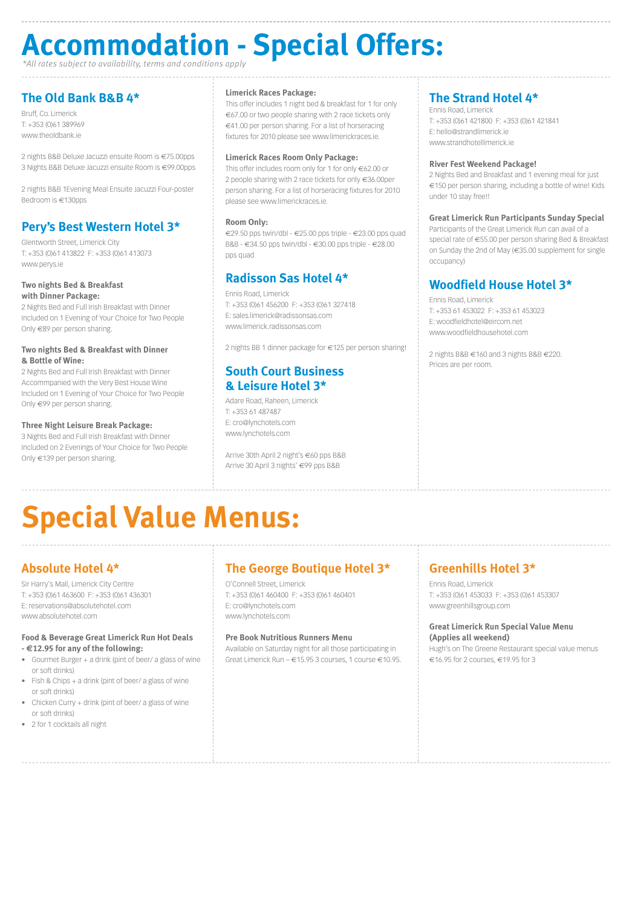# Accommodation - Special Offers:

*\*All rates subject to availability, terms and conditions apply*

## The Old Bank B&B 4*

Bruff, Co. Limerick
T: +353 (0)61 389969
www.theoldbank.ie

2 nights B&B Deluxe Jacuzzi ensuite Room is €75.00pps
3 Nights B&B Deluxe Jacuzzi ensuite Room is €99.00pps

2 nights B&B 1Evening Meal Ensuite Jacuzzi Four-poster Bedroom is €130pps

## Pery's Best Western Hotel 3*

Glentworth Street, Limerick City
T: +353 (0)61 413822 F: +353 (0)61 413073
www.perys.ie

**Two nights Bed & Breakfast with Dinner Package:**
2 Nights Bed and Full Irish Breakfast with Dinner Included on 1 Evening of Your Choice for Two People Only €89 per person sharing.

**Two nights Bed & Breakfast with Dinner & Bottle of Wine:**
2 Nights Bed and Full Irish Breakfast with Dinner Accommpanied with the Very Best House Wine Included on 1 Evening of Your Choice for Two People Only €99 per person sharing.

**Three Night Leisure Break Package:**
3 Nights Bed and Full Irish Breakfast with Dinner Included on 2 Evenings of Your Choice for Two People Only €139 per person sharing.

**Limerick Races Package:**
This offer includes 1 night bed & breakfast for 1 for only €67.00 or two people sharing with 2 race tickets only €41.00 per person sharing. For a list of horseracing fixtures for 2010 please see www.limerickraces.ie.

**Limerick Races Room Only Package:**
This offer includes room only for 1 for only €62.00 or 2 people sharing with 2 race tickets for only €36.00per person sharing. For a list of horseracing fixtures for 2010 please see www.limerickraces.ie.

**Room Only:**
€29.50 pps twin/dbl - €25.00 pps triple - €23.00 pps quad
B&B - €34.50 pps twin/dbl - €30.00 pps triple - €28.00 pps quad

## Radisson Sas Hotel 4*

Ennis Road, Limerick
T: +353 (0)61 456200 F: +353 (0)61 327418
E: sales.limerick@radissonsas.com
www.limerick.radissonsas.com

2 nights BB 1 dinner package for €125 per person sharing!

## South Court Business & Leisure Hotel 3*

Adare Road, Raheen, Limerick
T: +353 61 487487
E: cro@lynchotels.com
www.lynchotels.com

Arrive 30th April 2 night's €60 pps B&B
Arrive 30 April 3 nights' €99 pps B&B

## The Strand Hotel 4*

Ennis Road, Limerick
T: +353 (0)61 421800 F: +353 (0)61 421841
E: hello@strandlimerick.ie
www.strandhotellimerick.ie

**River Fest Weekend Package!**
2 Nights Bed and Breakfast and 1 evening meal for just €150 per person sharing, including a bottle of wine! Kids under 10 stay free!!

**Great Limerick Run Participants Sunday Special**
Participants of the Great Limerick Run can avail of a special rate of €55.00 per person sharing Bed & Breakfast on Sunday the 2nd of May (€35.00 supplement for single occupancy)

## Woodfield House Hotel 3*

Ennis Road, Limerick
T: +353 61 453022 F: +353 61 453023
E: woodfieldhotel@eircom.net
www.woodfieldhousehotel.com

2 nights B&B €160 and 3 nights B&B €220.
Prices are per room.

# Special Value Menus:

## Absolute Hotel 4*

Sir Harry's Mall, Limerick City Centre
T: +353 (0)61 463600 F: +353 (0)61 436301
E: reservations@absolutehotel.com
www.absolutehotel.com

**Food & Beverage Great Limerick Run Hot Deals - €12.95 for any of the following:**

- Gourmet Burger + a drink (pint of beer/ a glass of wine or soft drinks)
- Fish & Chips + a drink (pint of beer/ a glass of wine or soft drinks)
- Chicken Curry + drink (pint of beer/ a glass of wine or soft drinks)
- 2 for 1 cocktails all night

## The George Boutique Hotel 3*

O'Connell Street, Limerick
T: +353 (0)61 460400 F: +353 (0)61 460401
E: cro@lynchotels.com
www.lynchotels.com

**Pre Book Nutritious Runners Menu**
Available on Saturday night for all those participating in Great Limerick Run – €15.95 3 courses, 1 course €10.95.

## Greenhills Hotel 3*

Ennis Road, Limerick
T: +353 (0)61 453033 F: +353 (0)61 453307
www.greenhillsgroup.com

**Great Limerick Run Special Value Menu (Applies all weekend)**
Hugh's on The Greene Restaurant special value menus €16.95 for 2 courses, €19.95 for 3